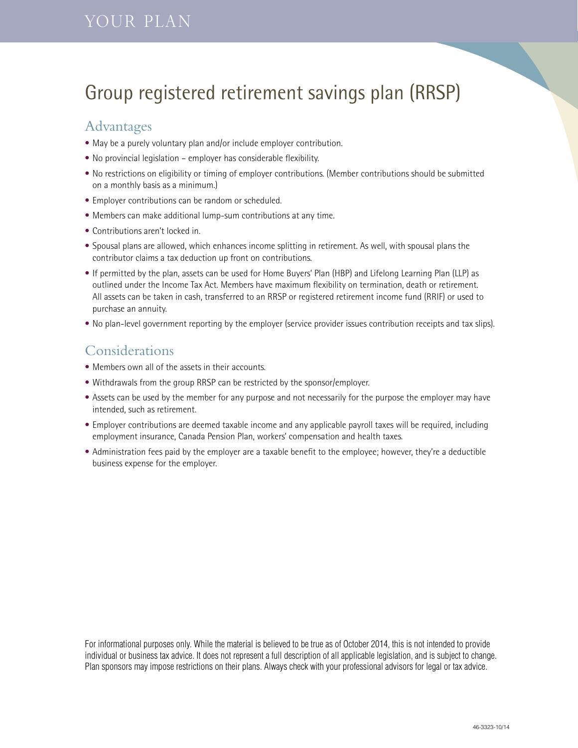# Group registered retirement savings plan (RRSP)

## Advantages

- May be a purely voluntary plan and/or include employer contribution.
- No provincial legislation – employer has considerable flexibility.
- No restrictions on eligibility or timing of employer contributions. (Member contributions should be submitted on a monthly basis as a minimum.)
- Employer contributions can be random or scheduled.
- Members can make additional lump-sum contributions at any time.
- Contributions aren't locked in.
- Spousal plans are allowed, which enhances income splitting in retirement. As well, with spousal plans the contributor claims a tax deduction up front on contributions.
- If permitted by the plan, assets can be used for Home Buyers' Plan (HBP) and Lifelong Learning Plan (LLP) as outlined under the Income Tax Act. Members have maximum flexibility on termination, death or retirement. All assets can be taken in cash, transferred to an RRSP or registered retirement income fund (RRIF) or used to purchase an annuity.
- No plan-level government reporting by the employer (service provider issues contribution receipts and tax slips).

## Considerations

- Members own all of the assets in their accounts.
- Withdrawals from the group RRSP can be restricted by the sponsor/employer.
- Assets can be used by the member for any purpose and not necessarily for the purpose the employer may have intended, such as retirement.
- Employer contributions are deemed taxable income and any applicable payroll taxes will be required, including employment insurance, Canada Pension Plan, workers' compensation and health taxes.
- Administration fees paid by the employer are a taxable benefit to the employee; however, they're a deductible business expense for the employer.

For informational purposes only. While the material is believed to be true as of October 2014, this is not intended to provide individual or business tax advice. It does not represent a full description of all applicable legislation, and is subject to change. Plan sponsors may impose restrictions on their plans. Always check with your professional advisors for legal or tax advice.

46-3323-10/14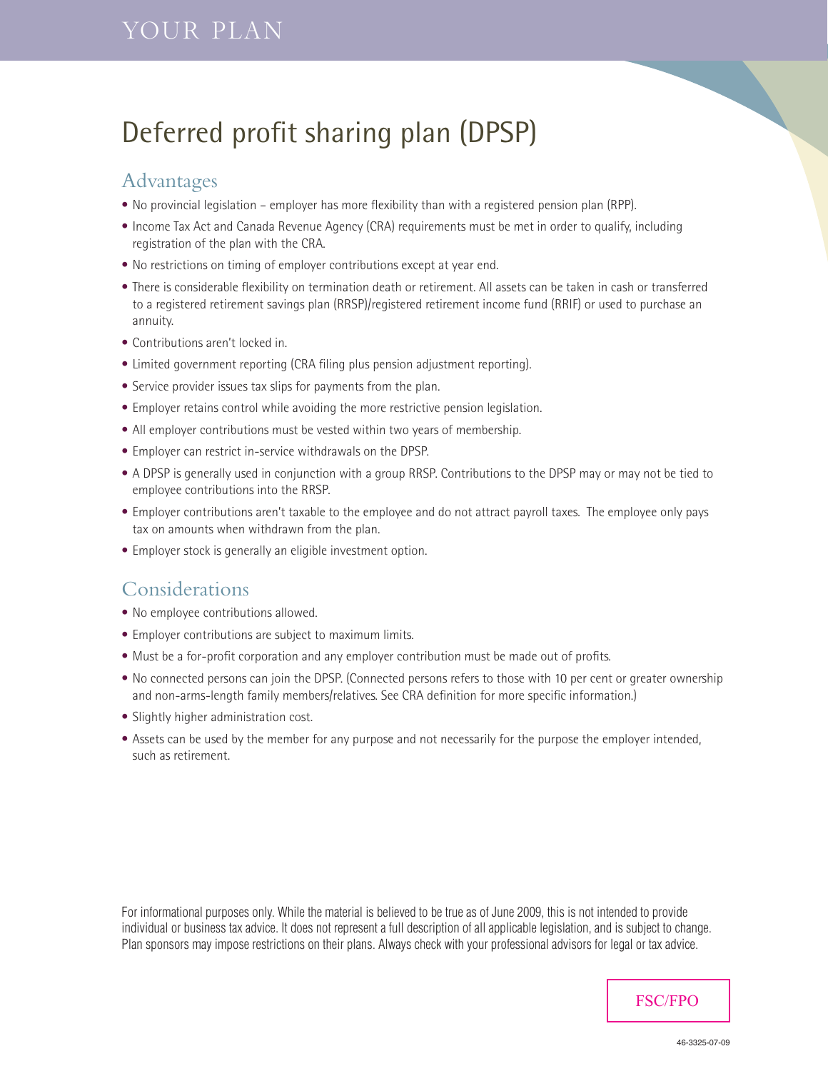YOUR PLAN

# Deferred profit sharing plan (DPSP)

## Advantages

- No provincial legislation – employer has more flexibility than with a registered pension plan (RPP).
- Income Tax Act and Canada Revenue Agency (CRA) requirements must be met in order to qualify, including registration of the plan with the CRA.
- No restrictions on timing of employer contributions except at year end.
- There is considerable flexibility on termination death or retirement. All assets can be taken in cash or transferred to a registered retirement savings plan (RRSP)/registered retirement income fund (RRIF) or used to purchase an annuity.
- Contributions aren't locked in.
- Limited government reporting (CRA filing plus pension adjustment reporting).
- Service provider issues tax slips for payments from the plan.
- Employer retains control while avoiding the more restrictive pension legislation.
- All employer contributions must be vested within two years of membership.
- Employer can restrict in-service withdrawals on the DPSP.
- A DPSP is generally used in conjunction with a group RRSP. Contributions to the DPSP may or may not be tied to employee contributions into the RRSP.
- Employer contributions aren't taxable to the employee and do not attract payroll taxes. The employee only pays tax on amounts when withdrawn from the plan.
- Employer stock is generally an eligible investment option.

## Considerations

- No employee contributions allowed.
- Employer contributions are subject to maximum limits.
- Must be a for-profit corporation and any employer contribution must be made out of profits.
- No connected persons can join the DPSP. (Connected persons refers to those with 10 per cent or greater ownership and non-arms-length family members/relatives. See CRA definition for more specific information.)
- Slightly higher administration cost.
- Assets can be used by the member for any purpose and not necessarily for the purpose the employer intended, such as retirement.

For informational purposes only. While the material is believed to be true as of June 2009, this is not intended to provide individual or business tax advice. It does not represent a full description of all applicable legislation, and is subject to change. Plan sponsors may impose restrictions on their plans. Always check with your professional advisors for legal or tax advice.

FSC/FPO

46-3325-07-09